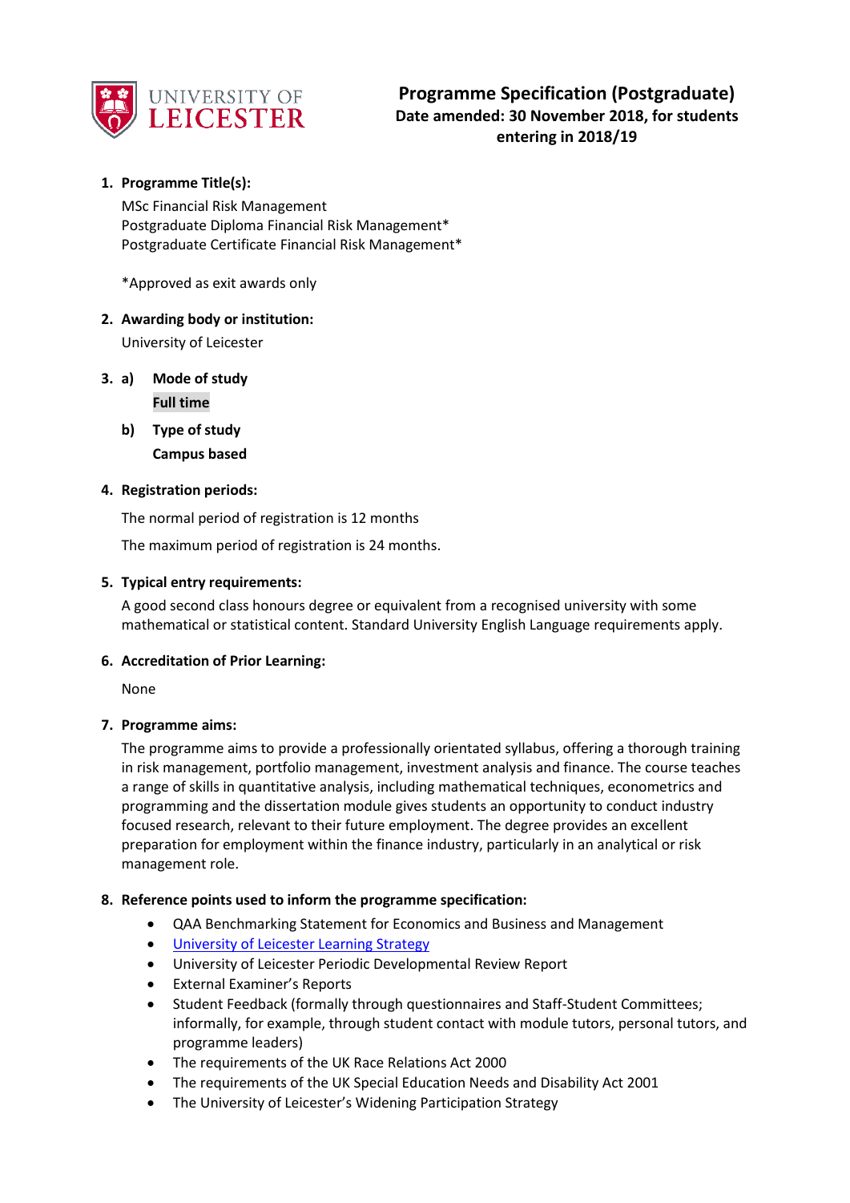# Programme Specification (Postgraduate)

**Date amended: 30 November 2018, for students entering in 2018/19**

1. **Programme Title(s):**

   MSc Financial Risk Management
   Postgraduate Diploma Financial Risk Management*
   Postgraduate Certificate Financial Risk Management*

   *Approved as exit awards only

2. **Awarding body or institution:**

   University of Leicester

3. a) **Mode of study**

   **Full time**

   b) **Type of study**

   **Campus based**

4. **Registration periods:**

   The normal period of registration is 12 months

   The maximum period of registration is 24 months.

5. **Typical entry requirements:**

   A good second class honours degree or equivalent from a recognised university with some mathematical or statistical content. Standard University English Language requirements apply.

6. **Accreditation of Prior Learning:**

   None

7. **Programme aims:**

   The programme aims to provide a professionally orientated syllabus, offering a thorough training in risk management, portfolio management, investment analysis and finance. The course teaches a range of skills in quantitative analysis, including mathematical techniques, econometrics and programming and the dissertation module gives students an opportunity to conduct industry focused research, relevant to their future employment. The degree provides an excellent preparation for employment within the finance industry, particularly in an analytical or risk management role.

8. **Reference points used to inform the programme specification:**

   - QAA Benchmarking Statement for Economics and Business and Management
   - University of Leicester Learning Strategy
   - University of Leicester Periodic Developmental Review Report
   - External Examiner's Reports
   - Student Feedback (formally through questionnaires and Staff-Student Committees; informally, for example, through student contact with module tutors, personal tutors, and programme leaders)
   - The requirements of the UK Race Relations Act 2000
   - The requirements of the UK Special Education Needs and Disability Act 2001
   - The University of Leicester's Widening Participation Strategy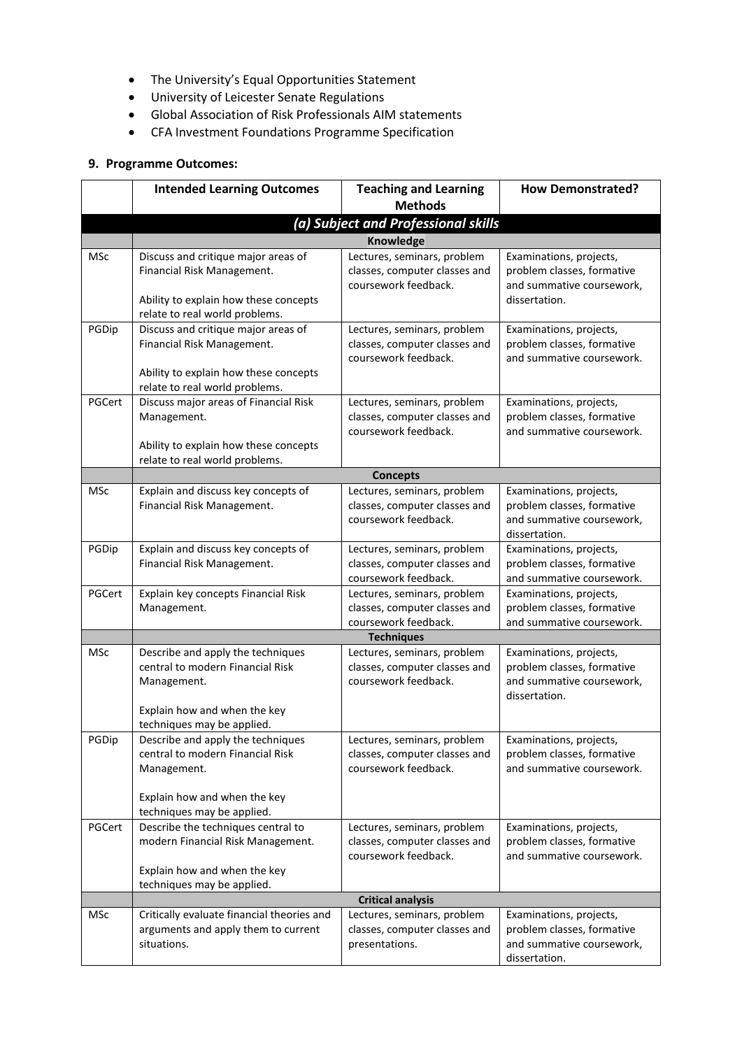- The University's Equal Opportunities Statement
- University of Leicester Senate Regulations
- Global Association of Risk Professionals AIM statements
- CFA Investment Foundations Programme Specification

## 9. Programme Outcomes:

| | Intended Learning Outcomes | Teaching and Learning Methods | How Demonstrated? |
|---|---|---|---|
| | ***(a) Subject and Professional skills*** | | |
| | **Knowledge** | | |
| MSc | Discuss and critique major areas of Financial Risk Management.<br><br>Ability to explain how these concepts relate to real world problems. | Lectures, seminars, problem classes, computer classes and coursework feedback. | Examinations, projects, problem classes, formative and summative coursework, dissertation. |
| PGDip | Discuss and critique major areas of Financial Risk Management.<br><br>Ability to explain how these concepts relate to real world problems. | Lectures, seminars, problem classes, computer classes and coursework feedback. | Examinations, projects, problem classes, formative and summative coursework. |
| PGCert | Discuss major areas of Financial Risk Management.<br><br>Ability to explain how these concepts relate to real world problems. | Lectures, seminars, problem classes, computer classes and coursework feedback. | Examinations, projects, problem classes, formative and summative coursework. |
| | **Concepts** | | |
| MSc | Explain and discuss key concepts of Financial Risk Management. | Lectures, seminars, problem classes, computer classes and coursework feedback. | Examinations, projects, problem classes, formative and summative coursework, dissertation. |
| PGDip | Explain and discuss key concepts of Financial Risk Management. | Lectures, seminars, problem classes, computer classes and coursework feedback. | Examinations, projects, problem classes, formative and summative coursework. |
| PGCert | Explain key concepts Financial Risk Management. | Lectures, seminars, problem classes, computer classes and coursework feedback. | Examinations, projects, problem classes, formative and summative coursework. |
| | **Techniques** | | |
| MSc | Describe and apply the techniques central to modern Financial Risk Management.<br><br>Explain how and when the key techniques may be applied. | Lectures, seminars, problem classes, computer classes and coursework feedback. | Examinations, projects, problem classes, formative and summative coursework, dissertation. |
| PGDip | Describe and apply the techniques central to modern Financial Risk Management.<br><br>Explain how and when the key techniques may be applied. | Lectures, seminars, problem classes, computer classes and coursework feedback. | Examinations, projects, problem classes, formative and summative coursework. |
| PGCert | Describe the techniques central to modern Financial Risk Management.<br><br>Explain how and when the key techniques may be applied. | Lectures, seminars, problem classes, computer classes and coursework feedback. | Examinations, projects, problem classes, formative and summative coursework. |
| | **Critical analysis** | | |
| MSc | Critically evaluate financial theories and arguments and apply them to current situations. | Lectures, seminars, problem classes, computer classes and presentations. | Examinations, projects, problem classes, formative and summative coursework, dissertation. |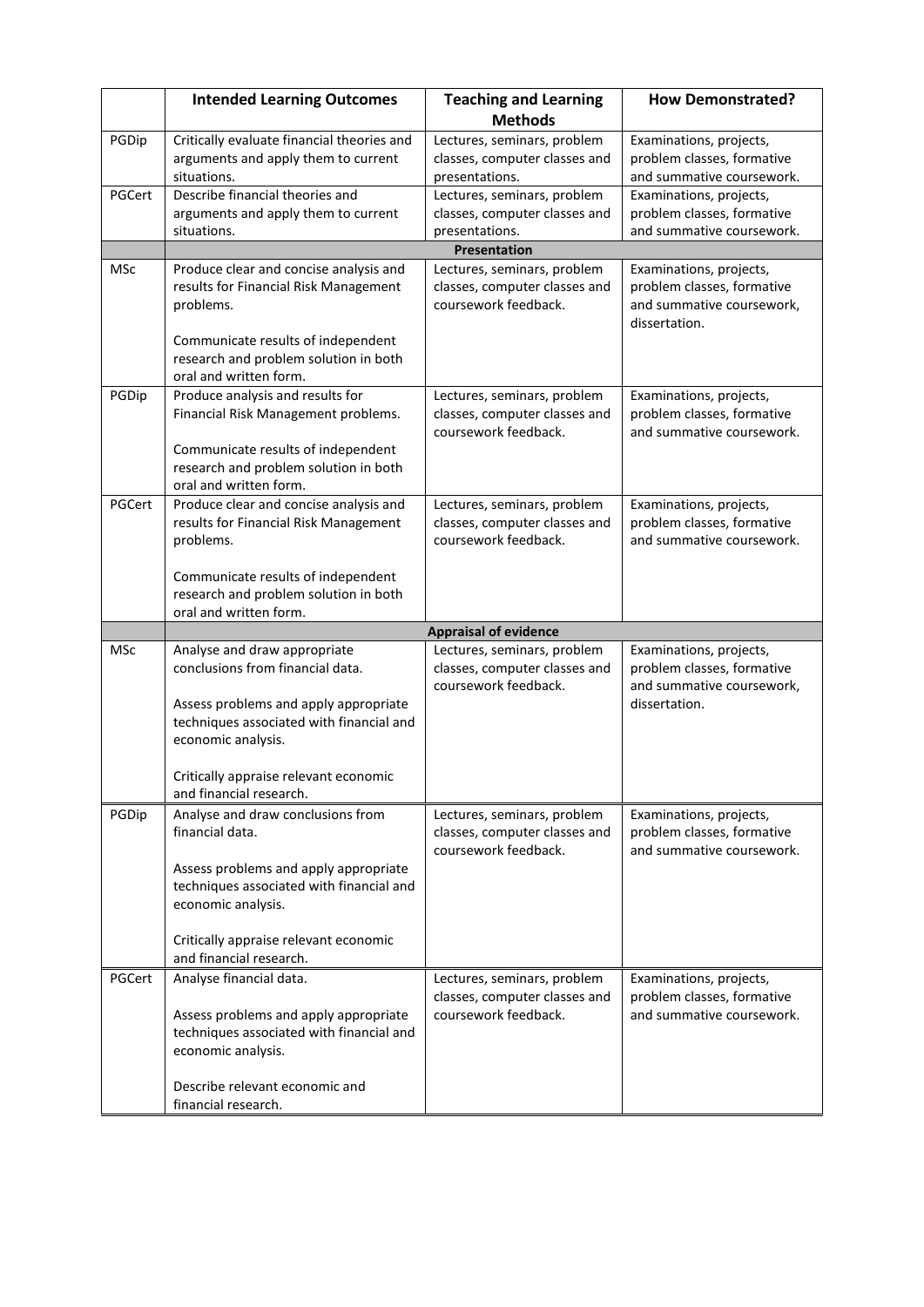| | Intended Learning Outcomes | Teaching and Learning Methods | How Demonstrated? |
|---|---|---|---|
| PGDip | Critically evaluate financial theories and arguments and apply them to current situations. | Lectures, seminars, problem classes, computer classes and presentations. | Examinations, projects, problem classes, formative and summative coursework. |
| PGCert | Describe financial theories and arguments and apply them to current situations. | Lectures, seminars, problem classes, computer classes and presentations. | Examinations, projects, problem classes, formative and summative coursework. |
| | **Presentation** | | |
| MSc | Produce clear and concise analysis and results for Financial Risk Management problems.<br><br>Communicate results of independent research and problem solution in both oral and written form. | Lectures, seminars, problem classes, computer classes and coursework feedback. | Examinations, projects, problem classes, formative and summative coursework, dissertation. |
| PGDip | Produce analysis and results for Financial Risk Management problems.<br><br>Communicate results of independent research and problem solution in both oral and written form. | Lectures, seminars, problem classes, computer classes and coursework feedback. | Examinations, projects, problem classes, formative and summative coursework. |
| PGCert | Produce clear and concise analysis and results for Financial Risk Management problems.<br><br>Communicate results of independent research and problem solution in both oral and written form. | Lectures, seminars, problem classes, computer classes and coursework feedback. | Examinations, projects, problem classes, formative and summative coursework. |
| | **Appraisal of evidence** | | |
| MSc | Analyse and draw appropriate conclusions from financial data.<br><br>Assess problems and apply appropriate techniques associated with financial and economic analysis.<br><br>Critically appraise relevant economic and financial research. | Lectures, seminars, problem classes, computer classes and coursework feedback. | Examinations, projects, problem classes, formative and summative coursework, dissertation. |
| PGDip | Analyse and draw conclusions from financial data.<br><br>Assess problems and apply appropriate techniques associated with financial and economic analysis.<br><br>Critically appraise relevant economic and financial research. | Lectures, seminars, problem classes, computer classes and coursework feedback. | Examinations, projects, problem classes, formative and summative coursework. |
| PGCert | Analyse financial data.<br><br>Assess problems and apply appropriate techniques associated with financial and economic analysis.<br><br>Describe relevant economic and financial research. | Lectures, seminars, problem classes, computer classes and coursework feedback. | Examinations, projects, problem classes, formative and summative coursework. |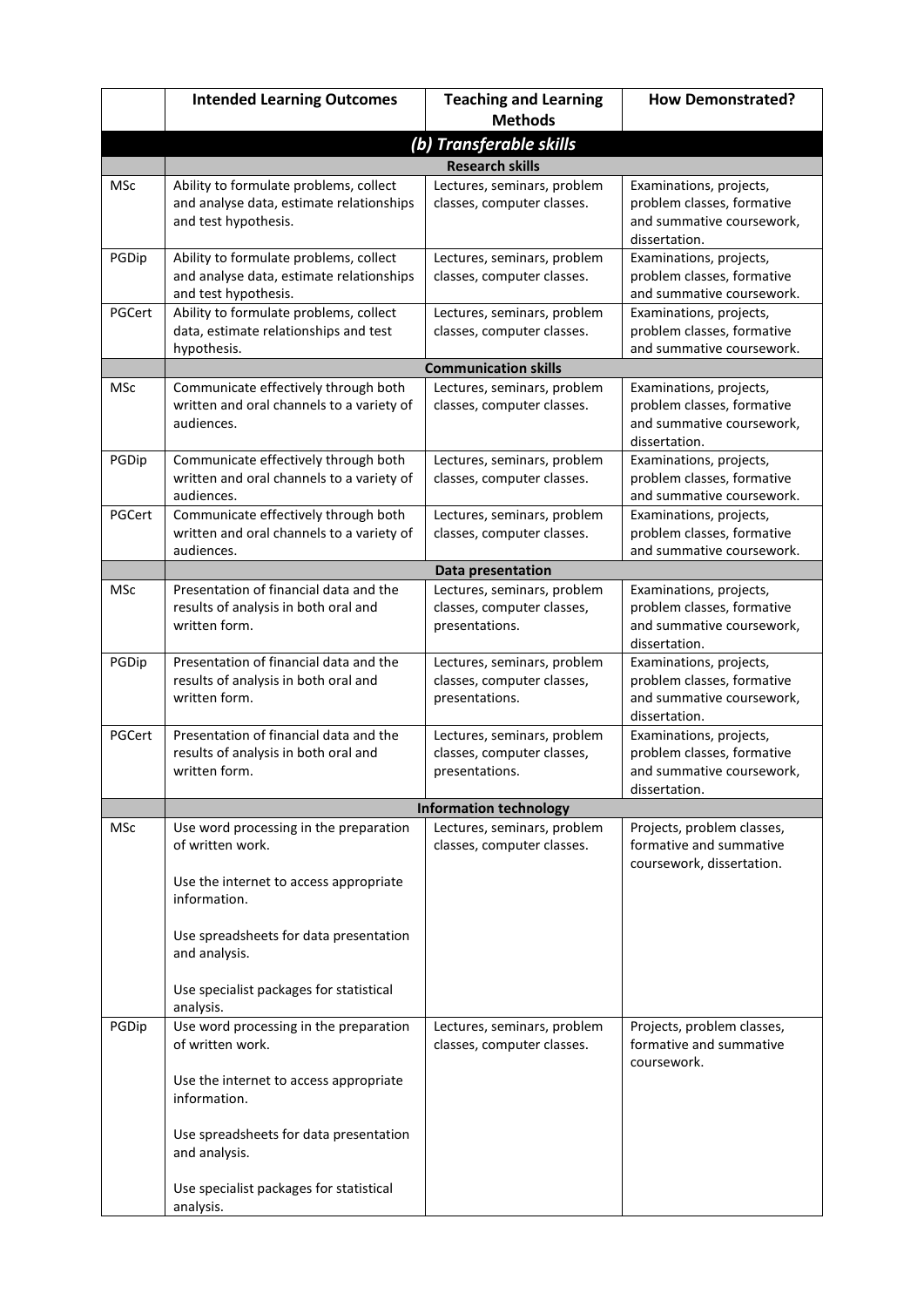| | Intended Learning Outcomes | Teaching and Learning Methods | How Demonstrated? |
|---|---|---|---|
| | ***(b) Transferable skills*** | | |
| | **Research skills** | | |
| MSc | Ability to formulate problems, collect and analyse data, estimate relationships and test hypothesis. | Lectures, seminars, problem classes, computer classes. | Examinations, projects, problem classes, formative and summative coursework, dissertation. |
| PGDip | Ability to formulate problems, collect and analyse data, estimate relationships and test hypothesis. | Lectures, seminars, problem classes, computer classes. | Examinations, projects, problem classes, formative and summative coursework. |
| PGCert | Ability to formulate problems, collect data, estimate relationships and test hypothesis. | Lectures, seminars, problem classes, computer classes. | Examinations, projects, problem classes, formative and summative coursework. |
| | **Communication skills** | | |
| MSc | Communicate effectively through both written and oral channels to a variety of audiences. | Lectures, seminars, problem classes, computer classes. | Examinations, projects, problem classes, formative and summative coursework, dissertation. |
| PGDip | Communicate effectively through both written and oral channels to a variety of audiences. | Lectures, seminars, problem classes, computer classes. | Examinations, projects, problem classes, formative and summative coursework. |
| PGCert | Communicate effectively through both written and oral channels to a variety of audiences. | Lectures, seminars, problem classes, computer classes. | Examinations, projects, problem classes, formative and summative coursework. |
| | **Data presentation** | | |
| MSc | Presentation of financial data and the results of analysis in both oral and written form. | Lectures, seminars, problem classes, computer classes, presentations. | Examinations, projects, problem classes, formative and summative coursework, dissertation. |
| PGDip | Presentation of financial data and the results of analysis in both oral and written form. | Lectures, seminars, problem classes, computer classes, presentations. | Examinations, projects, problem classes, formative and summative coursework, dissertation. |
| PGCert | Presentation of financial data and the results of analysis in both oral and written form. | Lectures, seminars, problem classes, computer classes, presentations. | Examinations, projects, problem classes, formative and summative coursework, dissertation. |
| | **Information technology** | | |
| MSc | Use word processing in the preparation of written work.<br><br>Use the internet to access appropriate information.<br><br>Use spreadsheets for data presentation and analysis.<br><br>Use specialist packages for statistical analysis. | Lectures, seminars, problem classes, computer classes. | Projects, problem classes, formative and summative coursework, dissertation. |
| PGDip | Use word processing in the preparation of written work.<br><br>Use the internet to access appropriate information.<br><br>Use spreadsheets for data presentation and analysis.<br><br>Use specialist packages for statistical analysis. | Lectures, seminars, problem classes, computer classes. | Projects, problem classes, formative and summative coursework. |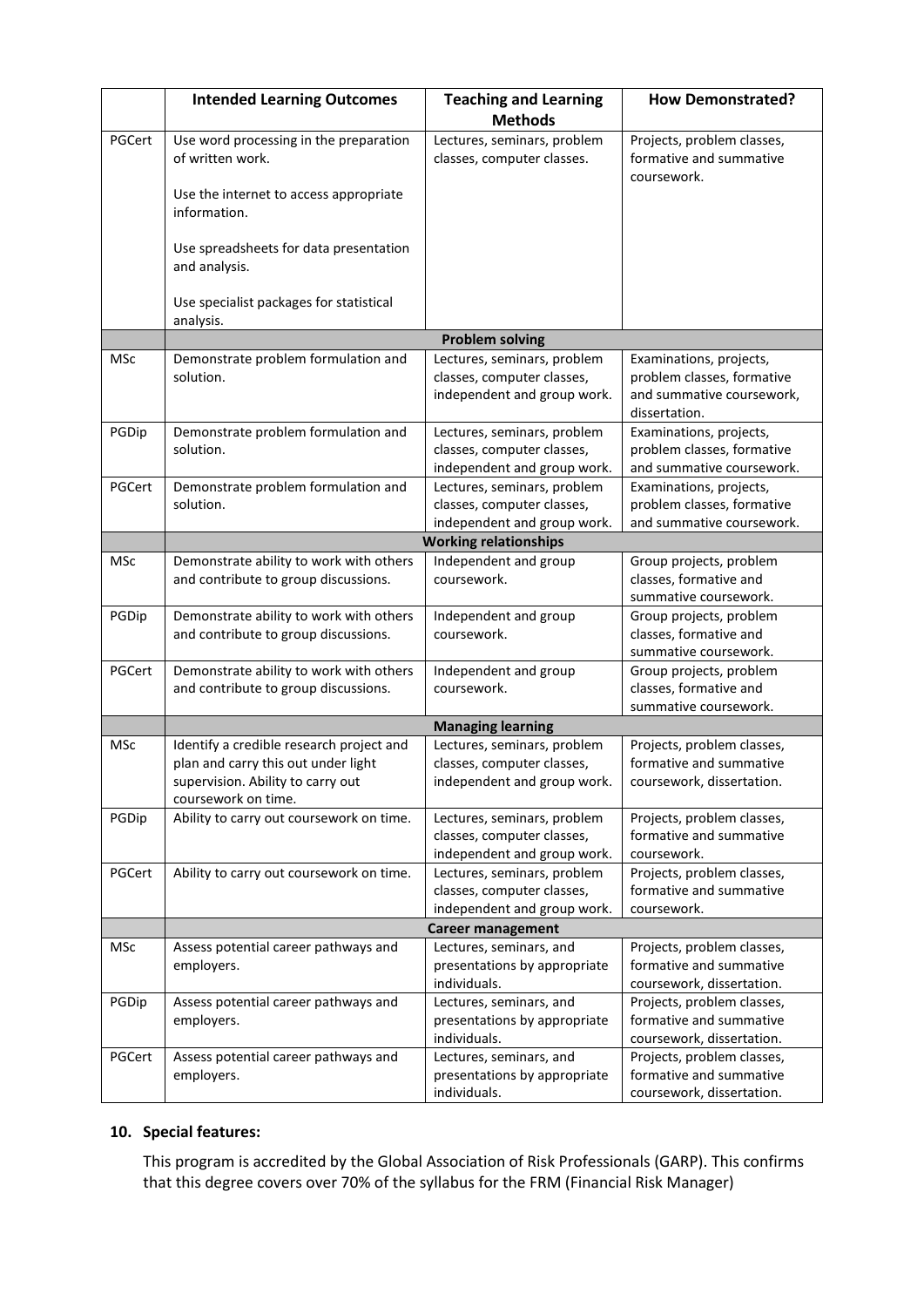| | Intended Learning Outcomes | Teaching and Learning Methods | How Demonstrated? |
|---|---|---|---|
| PGCert | Use word processing in the preparation of written work.<br><br>Use the internet to access appropriate information.<br><br>Use spreadsheets for data presentation and analysis.<br><br>Use specialist packages for statistical analysis. | Lectures, seminars, problem classes, computer classes. | Projects, problem classes, formative and summative coursework. |
| | **Problem solving** | | |
| MSc | Demonstrate problem formulation and solution. | Lectures, seminars, problem classes, computer classes, independent and group work. | Examinations, projects, problem classes, formative and summative coursework, dissertation. |
| PGDip | Demonstrate problem formulation and solution. | Lectures, seminars, problem classes, computer classes, independent and group work. | Examinations, projects, problem classes, formative and summative coursework. |
| PGCert | Demonstrate problem formulation and solution. | Lectures, seminars, problem classes, computer classes, independent and group work. | Examinations, projects, problem classes, formative and summative coursework. |
| | **Working relationships** | | |
| MSc | Demonstrate ability to work with others and contribute to group discussions. | Independent and group coursework. | Group projects, problem classes, formative and summative coursework. |
| PGDip | Demonstrate ability to work with others and contribute to group discussions. | Independent and group coursework. | Group projects, problem classes, formative and summative coursework. |
| PGCert | Demonstrate ability to work with others and contribute to group discussions. | Independent and group coursework. | Group projects, problem classes, formative and summative coursework. |
| | **Managing learning** | | |
| MSc | Identify a credible research project and plan and carry this out under light supervision. Ability to carry out coursework on time. | Lectures, seminars, problem classes, computer classes, independent and group work. | Projects, problem classes, formative and summative coursework, dissertation. |
| PGDip | Ability to carry out coursework on time. | Lectures, seminars, problem classes, computer classes, independent and group work. | Projects, problem classes, formative and summative coursework. |
| PGCert | Ability to carry out coursework on time. | Lectures, seminars, problem classes, computer classes, independent and group work. | Projects, problem classes, formative and summative coursework. |
| | **Career management** | | |
| MSc | Assess potential career pathways and employers. | Lectures, seminars, and presentations by appropriate individuals. | Projects, problem classes, formative and summative coursework, dissertation. |
| PGDip | Assess potential career pathways and employers. | Lectures, seminars, and presentations by appropriate individuals. | Projects, problem classes, formative and summative coursework, dissertation. |
| PGCert | Assess potential career pathways and employers. | Lectures, seminars, and presentations by appropriate individuals. | Projects, problem classes, formative and summative coursework, dissertation. |

## 10. Special features:

This program is accredited by the Global Association of Risk Professionals (GARP). This confirms that this degree covers over 70% of the syllabus for the FRM (Financial Risk Manager)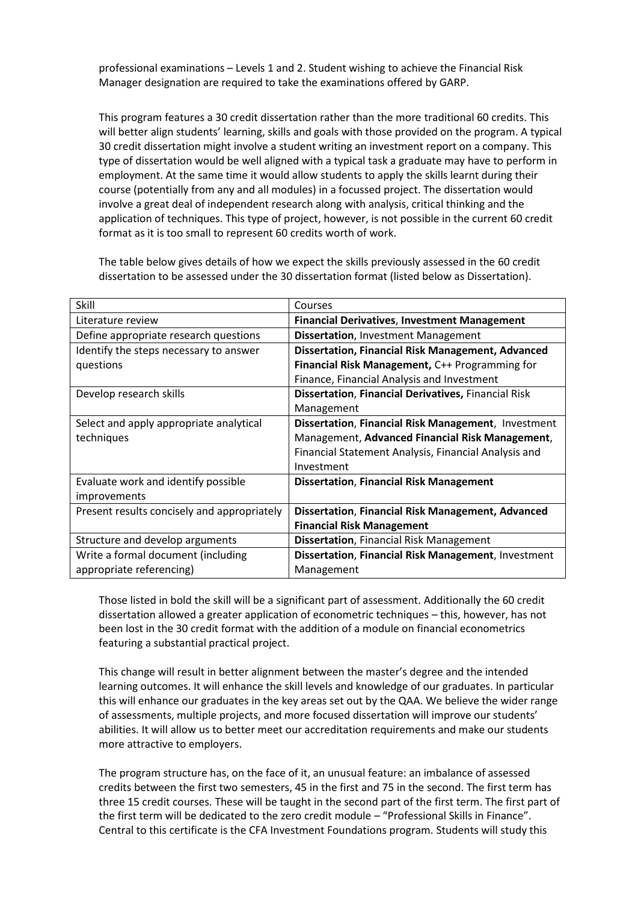professional examinations – Levels 1 and 2. Student wishing to achieve the Financial Risk Manager designation are required to take the examinations offered by GARP.

This program features a 30 credit dissertation rather than the more traditional 60 credits. This will better align students' learning, skills and goals with those provided on the program. A typical 30 credit dissertation might involve a student writing an investment report on a company. This type of dissertation would be well aligned with a typical task a graduate may have to perform in employment. At the same time it would allow students to apply the skills learnt during their course (potentially from any and all modules) in a focussed project. The dissertation would involve a great deal of independent research along with analysis, critical thinking and the application of techniques. This type of project, however, is not possible in the current 60 credit format as it is too small to represent 60 credits worth of work.

The table below gives details of how we expect the skills previously assessed in the 60 credit dissertation to be assessed under the 30 dissertation format (listed below as Dissertation).

| Skill | Courses |
|---|---|
| Literature review | **Financial Derivatives**, **Investment Management** |
| Define appropriate research questions | **Dissertation**, Investment Management |
| Identify the steps necessary to answer questions | **Dissertation, Financial Risk Management, Advanced Financial Risk Management,** C++ Programming for Finance, Financial Analysis and Investment |
| Develop research skills | **Dissertation**, **Financial Derivatives,** Financial Risk Management |
| Select and apply appropriate analytical techniques | **Dissertation**, **Financial Risk Management**, Investment Management, **Advanced Financial Risk Management**, Financial Statement Analysis, Financial Analysis and Investment |
| Evaluate work and identify possible improvements | **Dissertation**, **Financial Risk Management** |
| Present results concisely and appropriately | **Dissertation**, **Financial Risk Management, Advanced Financial Risk Management** |
| Structure and develop arguments | **Dissertation**, Financial Risk Management |
| Write a formal document (including appropriate referencing) | **Dissertation**, **Financial Risk Management**, Investment Management |

Those listed in bold the skill will be a significant part of assessment. Additionally the 60 credit dissertation allowed a greater application of econometric techniques – this, however, has not been lost in the 30 credit format with the addition of a module on financial econometrics featuring a substantial practical project.

This change will result in better alignment between the master's degree and the intended learning outcomes. It will enhance the skill levels and knowledge of our graduates. In particular this will enhance our graduates in the key areas set out by the QAA. We believe the wider range of assessments, multiple projects, and more focused dissertation will improve our students' abilities. It will allow us to better meet our accreditation requirements and make our students more attractive to employers.

The program structure has, on the face of it, an unusual feature: an imbalance of assessed credits between the first two semesters, 45 in the first and 75 in the second. The first term has three 15 credit courses. These will be taught in the second part of the first term. The first part of the first term will be dedicated to the zero credit module – "Professional Skills in Finance". Central to this certificate is the CFA Investment Foundations program. Students will study this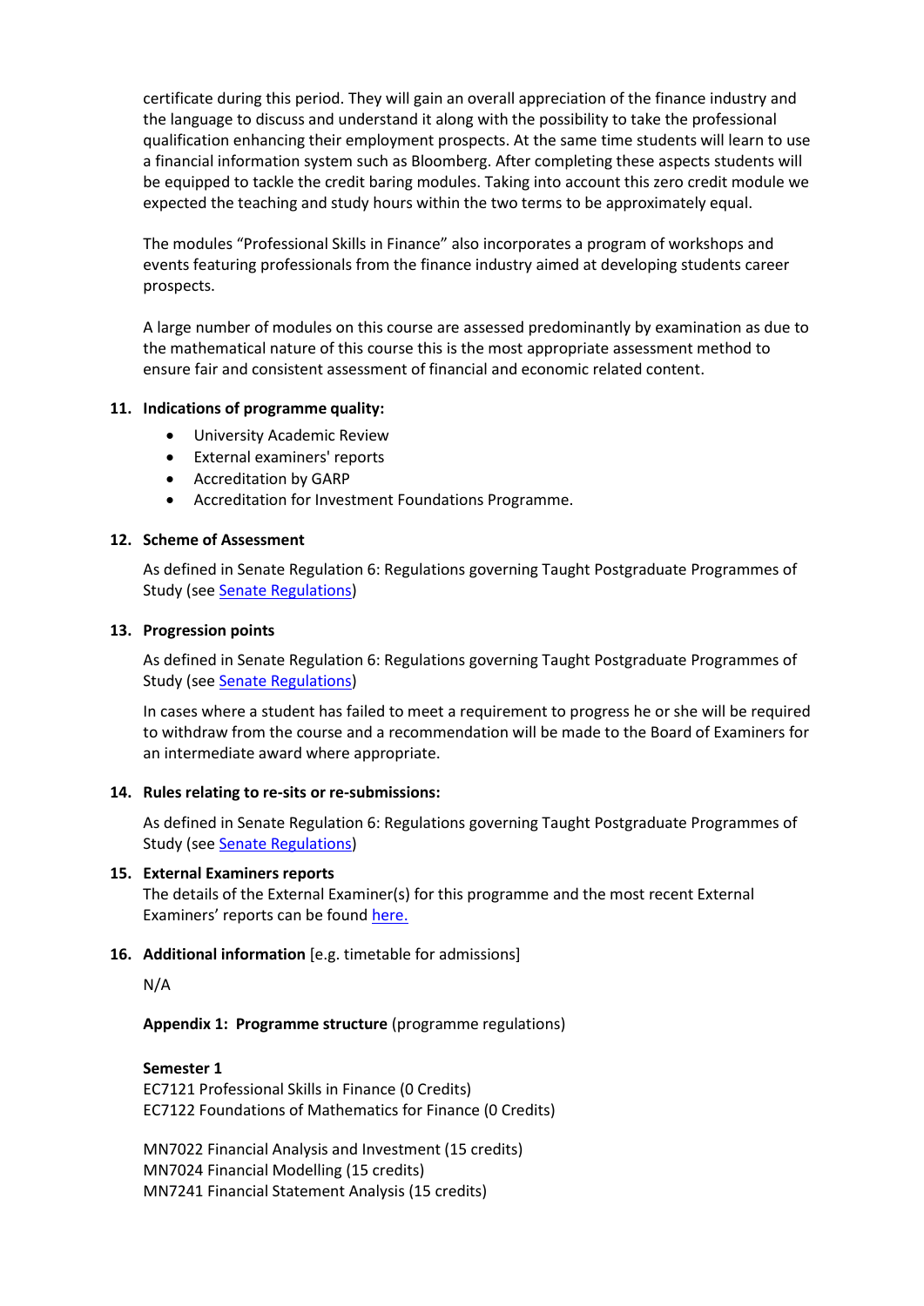certificate during this period. They will gain an overall appreciation of the finance industry and the language to discuss and understand it along with the possibility to take the professional qualification enhancing their employment prospects. At the same time students will learn to use a financial information system such as Bloomberg. After completing these aspects students will be equipped to tackle the credit baring modules. Taking into account this zero credit module we expected the teaching and study hours within the two terms to be approximately equal.

The modules "Professional Skills in Finance" also incorporates a program of workshops and events featuring professionals from the finance industry aimed at developing students career prospects.

A large number of modules on this course are assessed predominantly by examination as due to the mathematical nature of this course this is the most appropriate assessment method to ensure fair and consistent assessment of financial and economic related content.

## 11. Indications of programme quality:

- University Academic Review
- External examiners' reports
- Accreditation by GARP
- Accreditation for Investment Foundations Programme.

## 12. Scheme of Assessment

As defined in Senate Regulation 6: Regulations governing Taught Postgraduate Programmes of Study (see [Senate Regulations](#))

## 13. Progression points

As defined in Senate Regulation 6: Regulations governing Taught Postgraduate Programmes of Study (see [Senate Regulations](#))

In cases where a student has failed to meet a requirement to progress he or she will be required to withdraw from the course and a recommendation will be made to the Board of Examiners for an intermediate award where appropriate.

## 14. Rules relating to re-sits or re-submissions:

As defined in Senate Regulation 6: Regulations governing Taught Postgraduate Programmes of Study (see [Senate Regulations](#))

## 15. External Examiners reports

The details of the External Examiner(s) for this programme and the most recent External Examiners' reports can be found [here.](#)

## 16. Additional information [e.g. timetable for admissions]

N/A

**Appendix 1: Programme structure** (programme regulations)

**Semester 1**

EC7121 Professional Skills in Finance (0 Credits)
EC7122 Foundations of Mathematics for Finance (0 Credits)

MN7022 Financial Analysis and Investment (15 credits)
MN7024 Financial Modelling (15 credits)
MN7241 Financial Statement Analysis (15 credits)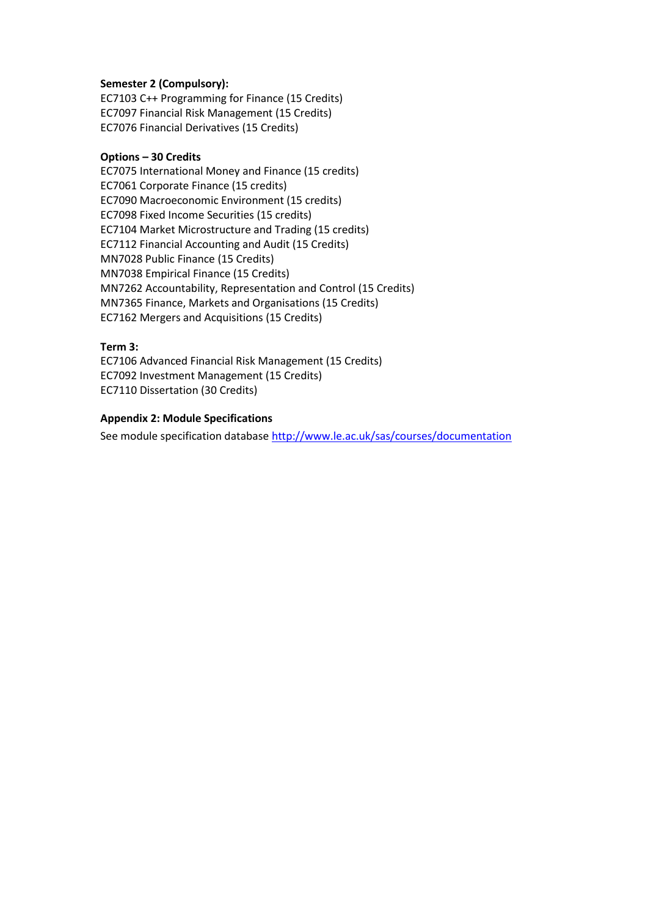**Semester 2 (Compulsory):**

EC7103 C++ Programming for Finance (15 Credits)
EC7097 Financial Risk Management (15 Credits)
EC7076 Financial Derivatives (15 Credits)

**Options – 30 Credits**

EC7075 International Money and Finance (15 credits)
EC7061 Corporate Finance (15 credits)
EC7090 Macroeconomic Environment (15 credits)
EC7098 Fixed Income Securities (15 credits)
EC7104 Market Microstructure and Trading (15 credits)
EC7112 Financial Accounting and Audit (15 Credits)
MN7028 Public Finance (15 Credits)
MN7038 Empirical Finance (15 Credits)
MN7262 Accountability, Representation and Control (15 Credits)
MN7365 Finance, Markets and Organisations (15 Credits)
EC7162 Mergers and Acquisitions (15 Credits)

**Term 3:**

EC7106 Advanced Financial Risk Management (15 Credits)
EC7092 Investment Management (15 Credits)
EC7110 Dissertation (30 Credits)

**Appendix 2: Module Specifications**

See module specification database http://www.le.ac.uk/sas/courses/documentation